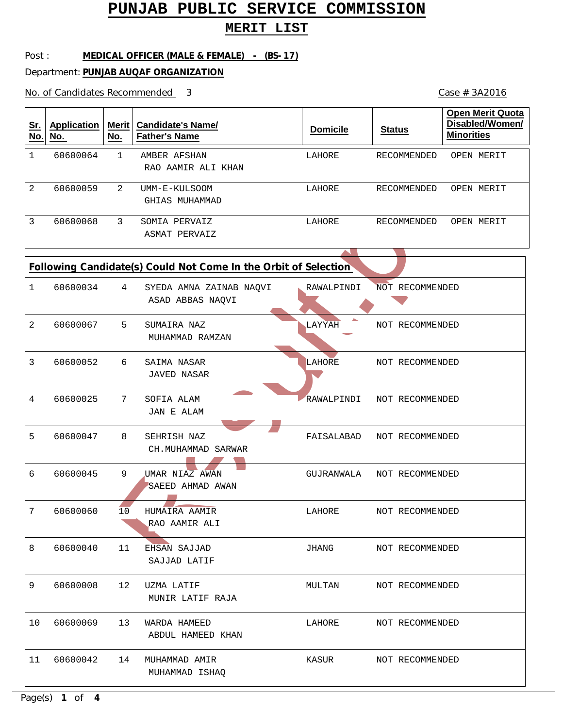# PUNJAB PUBLIC SERVICE COMMISSION

## MERIT LIST

Post : **MEDICAL OFFICER (MALE & FEMALE) - (BS- 17)**

Department: **PUNJAB AUQAF ORGANIZATION**

No. of Candidates Recommended 3

Case # 3A2016

| Sr. No. | Application No. | Merit No. | Candidate's Name/ Father's Name | Domicile | Status | Open Merit Quota Disabled/Women/ Minorities |
|---|---|---|---|---|---|---|
| 1 | 60600064 | 1 | AMBER AFSHAN<br>RAO AAMIR ALI KHAN | LAHORE | RECOMMENDED | OPEN MERIT |
| 2 | 60600059 | 2 | UMM-E-KULSOOM<br>GHIAS MUHAMMAD | LAHORE | RECOMMENDED | OPEN MERIT |
| 3 | 60600068 | 3 | SOMIA PERVAIZ<br>ASMAT PERVAIZ | LAHORE | RECOMMENDED | OPEN MERIT |

**Following Candidate(s) Could Not Come In the Orbit of Selection**

| Sr. No. | Application No. | Merit No. | Candidate's Name/ Father's Name | Domicile | Status |
|---|---|---|---|---|---|
| 1 | 60600034 | 4 | SYEDA AMNA ZAINAB NAQVI<br>ASAD ABBAS NAQVI | RAWALPINDI | NOT RECOMMENDED |
| 2 | 60600067 | 5 | SUMAIRA NAZ<br>MUHAMMAD RAMZAN | LAYYAH | NOT RECOMMENDED |
| 3 | 60600052 | 6 | SAIMA NASAR<br>JAVED NASAR | LAHORE | NOT RECOMMENDED |
| 4 | 60600025 | 7 | SOFIA ALAM<br>JAN E ALAM | RAWALPINDI | NOT RECOMMENDED |
| 5 | 60600047 | 8 | SEHRISH NAZ<br>CH.MUHAMMAD SARWAR | FAISALABAD | NOT RECOMMENDED |
| 6 | 60600045 | 9 | UMAR NIAZ AWAN<br>SAEED AHMAD AWAN | GUJRANWALA | NOT RECOMMENDED |
| 7 | 60600060 | 10 | HUMAIRA AAMIR<br>RAO AAMIR ALI | LAHORE | NOT RECOMMENDED |
| 8 | 60600040 | 11 | EHSAN SAJJAD<br>SAJJAD LATIF | JHANG | NOT RECOMMENDED |
| 9 | 60600008 | 12 | UZMA LATIF<br>MUNIR LATIF RAJA | MULTAN | NOT RECOMMENDED |
| 10 | 60600069 | 13 | WARDA HAMEED<br>ABDUL HAMEED KHAN | LAHORE | NOT RECOMMENDED |
| 11 | 60600042 | 14 | MUHAMMAD AMIR<br>MUHAMMAD ISHAQ | KASUR | NOT RECOMMENDED |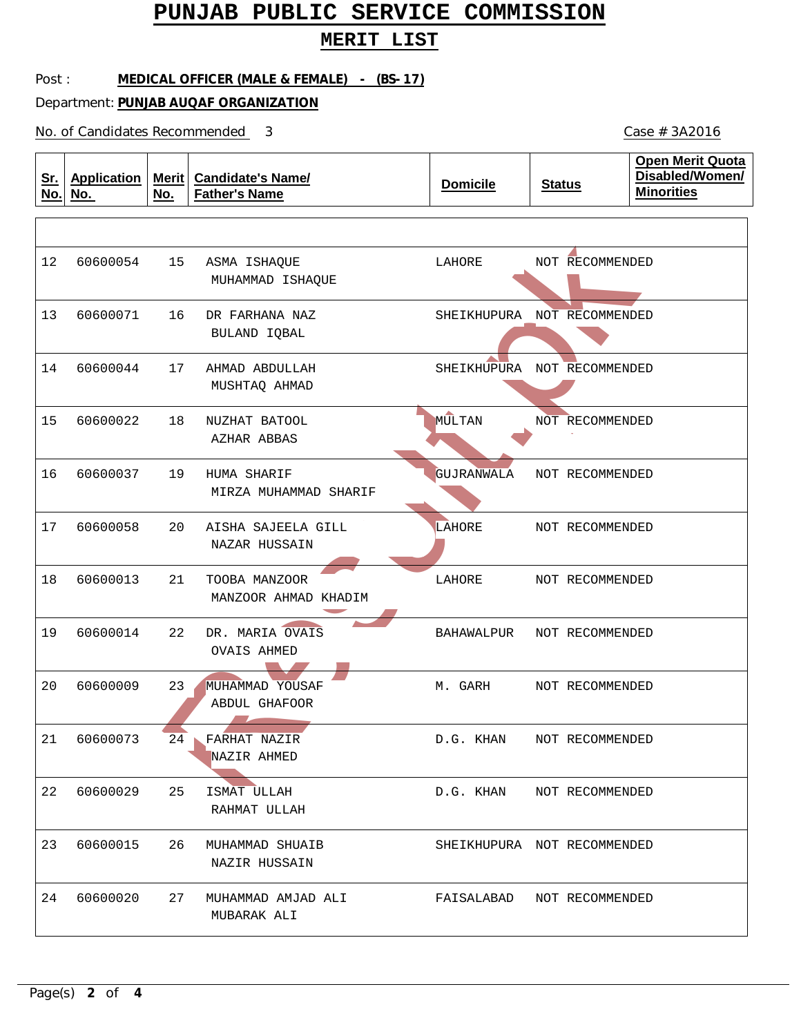# PUNJAB PUBLIC SERVICE COMMISSION

## MERIT LIST

Post : **MEDICAL OFFICER (MALE & FEMALE) - (BS-17)**

Department: **PUNJAB AUQAF ORGANIZATION**

No. of Candidates Recommended 3

Case # 3A2016

| Sr. No. | Application No. | Merit No. | Candidate's Name/ Father's Name | Domicile | Status | Open Merit Quota Disabled/Women/ Minorities |
|---|---|---|---|---|---|---|
| 12 | 60600054 | 15 | ASMA ISHAQUE<br>MUHAMMAD ISHAQUE | LAHORE | NOT RECOMMENDED | |
| 13 | 60600071 | 16 | DR FARHANA NAZ<br>BULAND IQBAL | SHEIKHUPURA | NOT RECOMMENDED | |
| 14 | 60600044 | 17 | AHMAD ABDULLAH<br>MUSHTAQ AHMAD | SHEIKHUPURA | NOT RECOMMENDED | |
| 15 | 60600022 | 18 | NUZHAT BATOOL<br>AZHAR ABBAS | MULTAN | NOT RECOMMENDED | |
| 16 | 60600037 | 19 | HUMA SHARIF<br>MIRZA MUHAMMAD SHARIF | GUJRANWALA | NOT RECOMMENDED | |
| 17 | 60600058 | 20 | AISHA SAJEELA GILL<br>NAZAR HUSSAIN | LAHORE | NOT RECOMMENDED | |
| 18 | 60600013 | 21 | TOOBA MANZOOR<br>MANZOOR AHMAD KHADIM | LAHORE | NOT RECOMMENDED | |
| 19 | 60600014 | 22 | DR. MARIA OVAIS<br>OVAIS AHMED | BAHAWALPUR | NOT RECOMMENDED | |
| 20 | 60600009 | 23 | MUHAMMAD YOUSAF<br>ABDUL GHAFOOR | M. GARH | NOT RECOMMENDED | |
| 21 | 60600073 | 24 | FARHAT NAZIR<br>NAZIR AHMED | D.G. KHAN | NOT RECOMMENDED | |
| 22 | 60600029 | 25 | ISMAT ULLAH<br>RAHMAT ULLAH | D.G. KHAN | NOT RECOMMENDED | |
| 23 | 60600015 | 26 | MUHAMMAD SHUAIB<br>NAZIR HUSSAIN | SHEIKHUPURA | NOT RECOMMENDED | |
| 24 | 60600020 | 27 | MUHAMMAD AMJAD ALI<br>MUBARAK ALI | FAISALABAD | NOT RECOMMENDED | |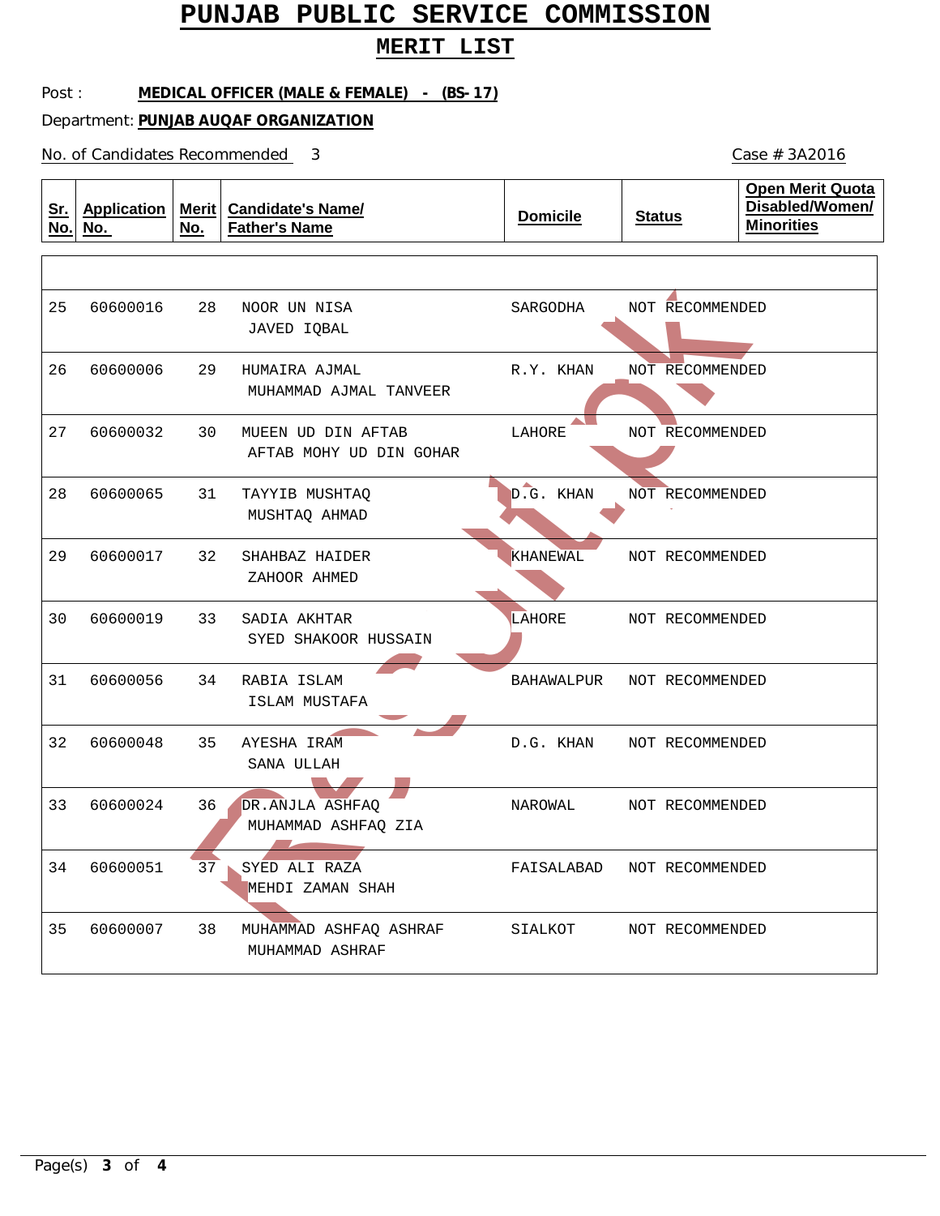# PUNJAB PUBLIC SERVICE COMMISSION

## MERIT LIST

Post : **MEDICAL OFFICER (MALE & FEMALE) - (BS-17)**

Department: **PUNJAB AUQAF ORGANIZATION**

No. of Candidates Recommended 3

Case # 3A2016

| Sr. No. | Application No. | Merit No. | Candidate's Name/ Father's Name | Domicile | Status | Open Merit Quota Disabled/Women/ Minorities |
|---|---|---|---|---|---|---|
| 25 | 60600016 | 28 | NOOR UN NISA<br>JAVED IQBAL | SARGODHA | NOT RECOMMENDED | |
| 26 | 60600006 | 29 | HUMAIRA AJMAL<br>MUHAMMAD AJMAL TANVEER | R.Y. KHAN | NOT RECOMMENDED | |
| 27 | 60600032 | 30 | MUEEN UD DIN AFTAB<br>AFTAB MOHY UD DIN GOHAR | LAHORE | NOT RECOMMENDED | |
| 28 | 60600065 | 31 | TAYYIB MUSHTAQ<br>MUSHTAQ AHMAD | D.G. KHAN | NOT RECOMMENDED | |
| 29 | 60600017 | 32 | SHAHBAZ HAIDER<br>ZAHOOR AHMED | KHANEWAL | NOT RECOMMENDED | |
| 30 | 60600019 | 33 | SADIA AKHTAR<br>SYED SHAKOOR HUSSAIN | LAHORE | NOT RECOMMENDED | |
| 31 | 60600056 | 34 | RABIA ISLAM<br>ISLAM MUSTAFA | BAHAWALPUR | NOT RECOMMENDED | |
| 32 | 60600048 | 35 | AYESHA IRAM<br>SANA ULLAH | D.G. KHAN | NOT RECOMMENDED | |
| 33 | 60600024 | 36 | DR.ANJLA ASHFAQ<br>MUHAMMAD ASHFAQ ZIA | NAROWAL | NOT RECOMMENDED | |
| 34 | 60600051 | 37 | SYED ALI RAZA<br>MEHDI ZAMAN SHAH | FAISALABAD | NOT RECOMMENDED | |
| 35 | 60600007 | 38 | MUHAMMAD ASHFAQ ASHRAF<br>MUHAMMAD ASHRAF | SIALKOT | NOT RECOMMENDED | |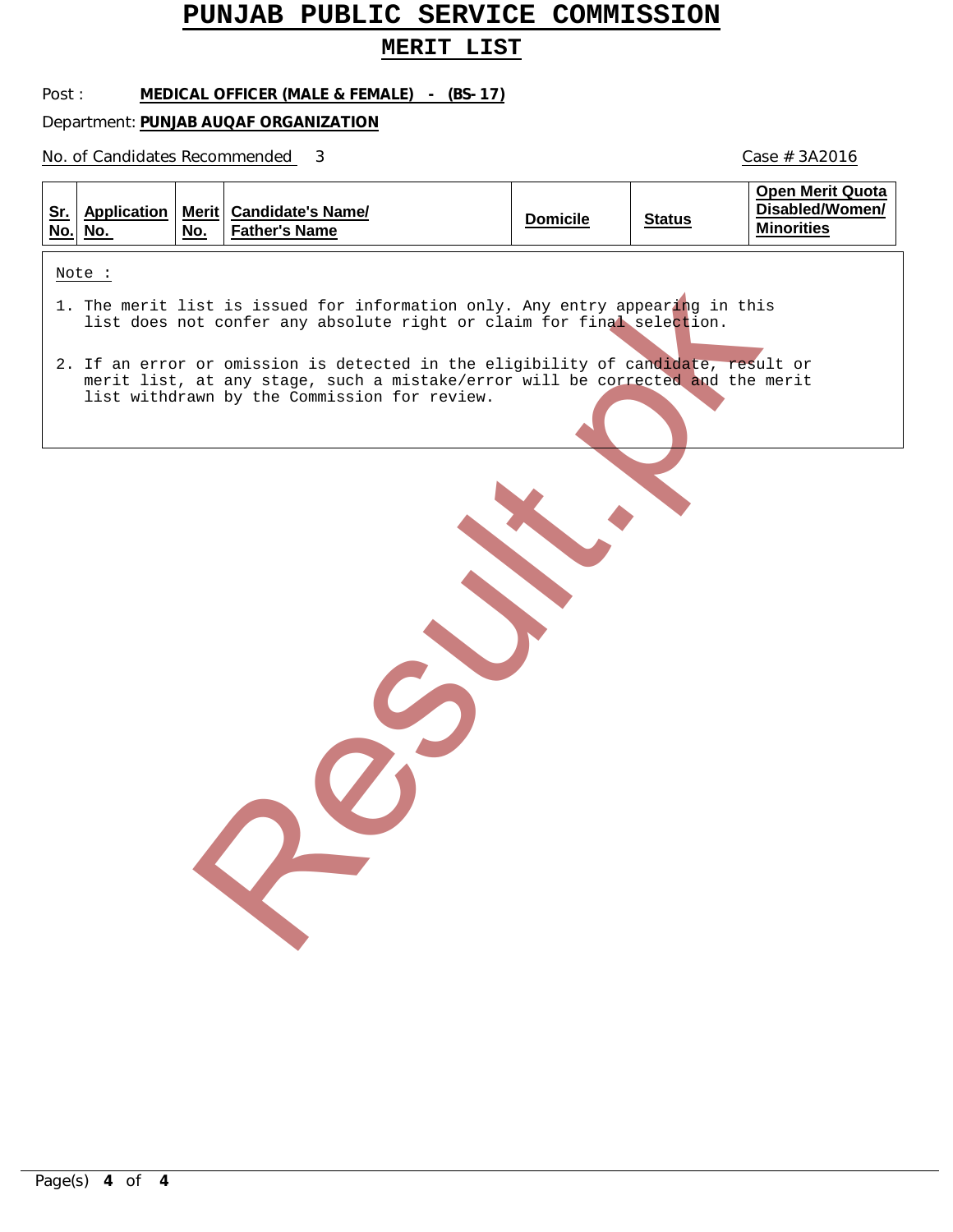# PUNJAB PUBLIC SERVICE COMMISSION

## MERIT LIST

Post : **MEDICAL OFFICER (MALE & FEMALE) - (BS-17)**

Department: **PUNJAB AUQAF ORGANIZATION**

No. of Candidates Recommended 3

Case # 3A2016

| Sr. No. | Application No. | Merit No. | Candidate's Name/ Father's Name | Domicile | Status | Open Merit Quota Disabled/Women/ Minorities |
|---|---|---|---|---|---|---|

Note :

1. The merit list is issued for information only. Any entry appearing in this list does not confer any absolute right or claim for final selection.

2. If an error or omission is detected in the eligibility of candidate, result or merit list, at any stage, such a mistake/error will be corrected and the merit list withdrawn by the Commission for review.